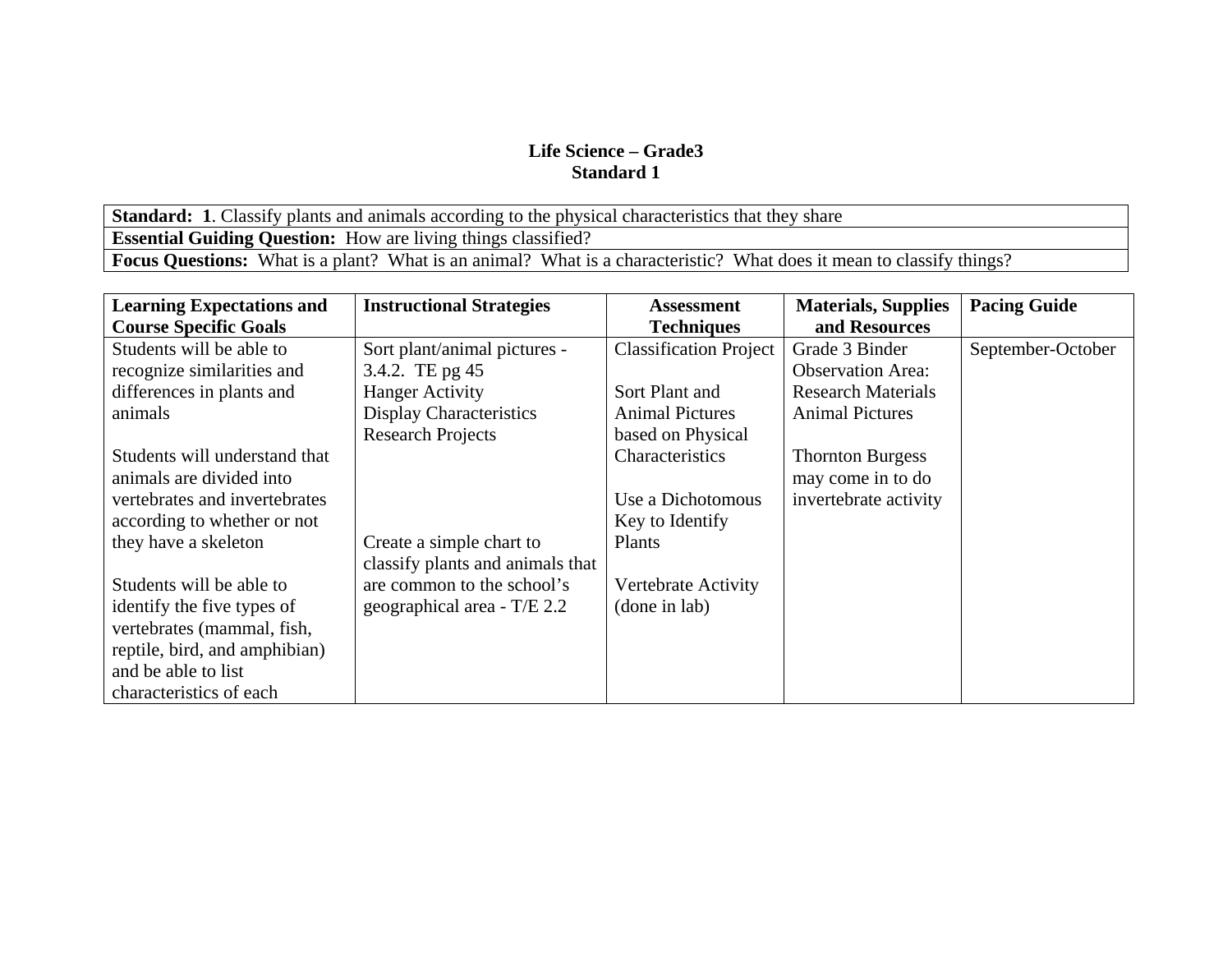# Life Science – Grade3
## Standard 1

| **Standard: 1**. Classify plants and animals according to the physical characteristics that they share |
|---|
| **Essential Guiding Question:** How are living things classified? |
| **Focus Questions:** What is a plant? What is an animal? What is a characteristic? What does it mean to classify things? |

| Learning Expectations and Course Specific Goals | Instructional Strategies | Assessment Techniques | Materials, Supplies and Resources | Pacing Guide |
|---|---|---|---|---|
| Students will be able to recognize similarities and differences in plants and animals<br><br>Students will understand that animals are divided into vertebrates and invertebrates according to whether or not they have a skeleton<br><br>Students will be able to identify the five types of vertebrates (mammal, fish, reptile, bird, and amphibian) and be able to list characteristics of each | Sort plant/animal pictures - 3.4.2. TE pg 45<br>Hanger Activity<br>Display Characteristics<br>Research Projects<br><br>Create a simple chart to classify plants and animals that are common to the school's geographical area - T/E 2.2 | Classification Project<br><br>Sort Plant and Animal Pictures based on Physical Characteristics<br><br>Use a Dichotomous Key to Identify Plants<br><br>Vertebrate Activity (done in lab) | Grade 3 Binder<br>Observation Area:<br>Research Materials<br>Animal Pictures<br><br>Thornton Burgess may come in to do invertebrate activity | September-October |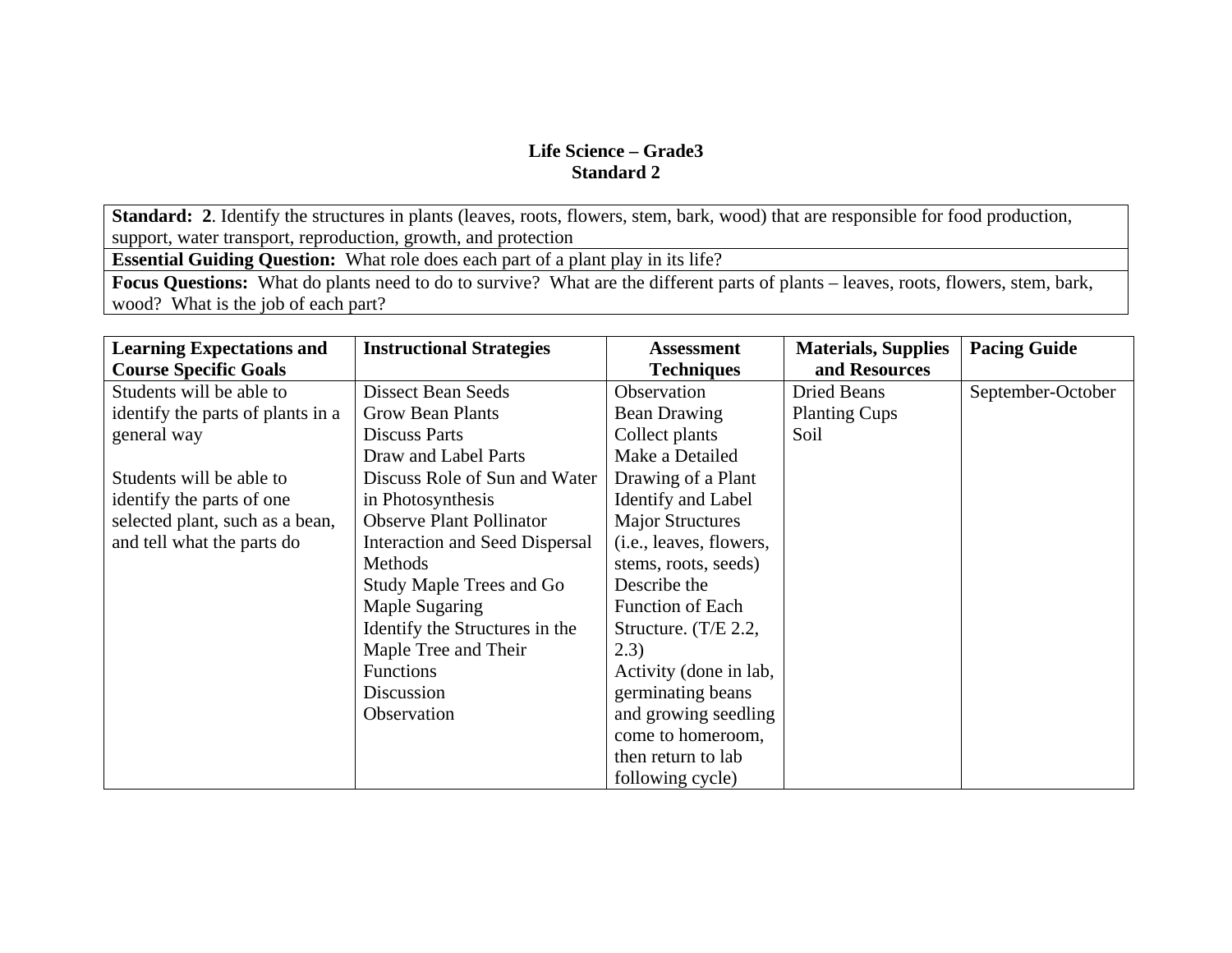**Life Science – Grade3**
**Standard 2**

| **Standard: 2**. Identify the structures in plants (leaves, roots, flowers, stem, bark, wood) that are responsible for food production, support, water transport, reproduction, growth, and protection |
|---|
| **Essential Guiding Question:** What role does each part of a plant play in its life? |
| **Focus Questions:** What do plants need to do to survive? What are the different parts of plants – leaves, roots, flowers, stem, bark, wood? What is the job of each part? |

| **Learning Expectations and Course Specific Goals** | **Instructional Strategies** | **Assessment Techniques** | **Materials, Supplies and Resources** | **Pacing Guide** |
|---|---|---|---|---|
| Students will be able to identify the parts of plants in a general way<br><br>Students will be able to identify the parts of one selected plant, such as a bean, and tell what the parts do | Dissect Bean Seeds<br>Grow Bean Plants<br>Discuss Parts<br>Draw and Label Parts<br>Discuss Role of Sun and Water in Photosynthesis<br>Observe Plant Pollinator Interaction and Seed Dispersal Methods<br>Study Maple Trees and Go Maple Sugaring<br>Identify the Structures in the Maple Tree and Their Functions<br>Discussion<br>Observation | Observation<br>Bean Drawing<br>Collect plants<br>Make a Detailed Drawing of a Plant<br>Identify and Label Major Structures (i.e., leaves, flowers, stems, roots, seeds)<br>Describe the Function of Each Structure. (T/E 2.2, 2.3)<br>Activity (done in lab, germinating beans and growing seedling come to homeroom, then return to lab following cycle) | Dried Beans<br>Planting Cups<br>Soil | September-October |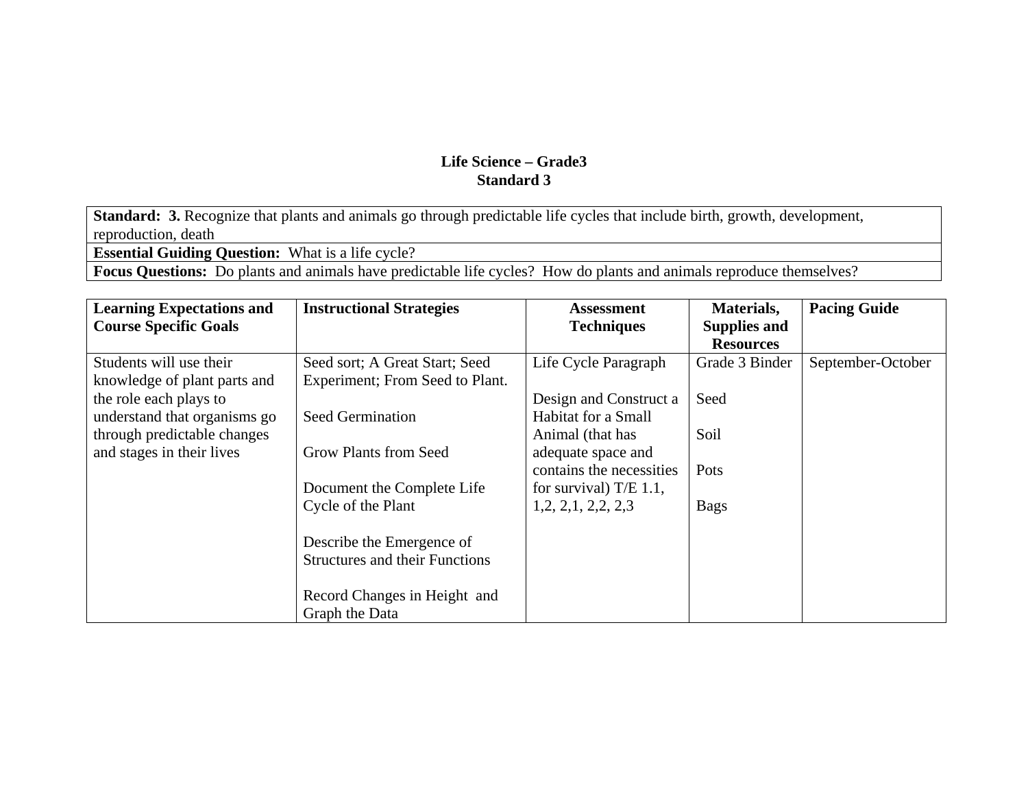**Life Science – Grade3**
**Standard 3**

| **Standard: 3.** Recognize that plants and animals go through predictable life cycles that include birth, growth, development, reproduction, death |
|---|
| **Essential Guiding Question:** What is a life cycle? |
| **Focus Questions:** Do plants and animals have predictable life cycles? How do plants and animals reproduce themselves? |

| Learning Expectations and Course Specific Goals | Instructional Strategies | Assessment Techniques | Materials, Supplies and Resources | Pacing Guide |
|---|---|---|---|---|
| Students will use their knowledge of plant parts and the role each plays to understand that organisms go through predictable changes and stages in their lives | Seed sort; A Great Start; Seed Experiment; From Seed to Plant.<br><br>Seed Germination<br><br>Grow Plants from Seed<br><br>Document the Complete Life Cycle of the Plant<br><br>Describe the Emergence of Structures and their Functions<br><br>Record Changes in Height and Graph the Data | Life Cycle Paragraph<br><br>Design and Construct a Habitat for a Small Animal (that has adequate space and contains the necessities for survival) T/E 1.1, 1,2, 2,1, 2,2, 2,3 | Grade 3 Binder<br><br>Seed<br><br>Soil<br><br>Pots<br><br>Bags | September-October |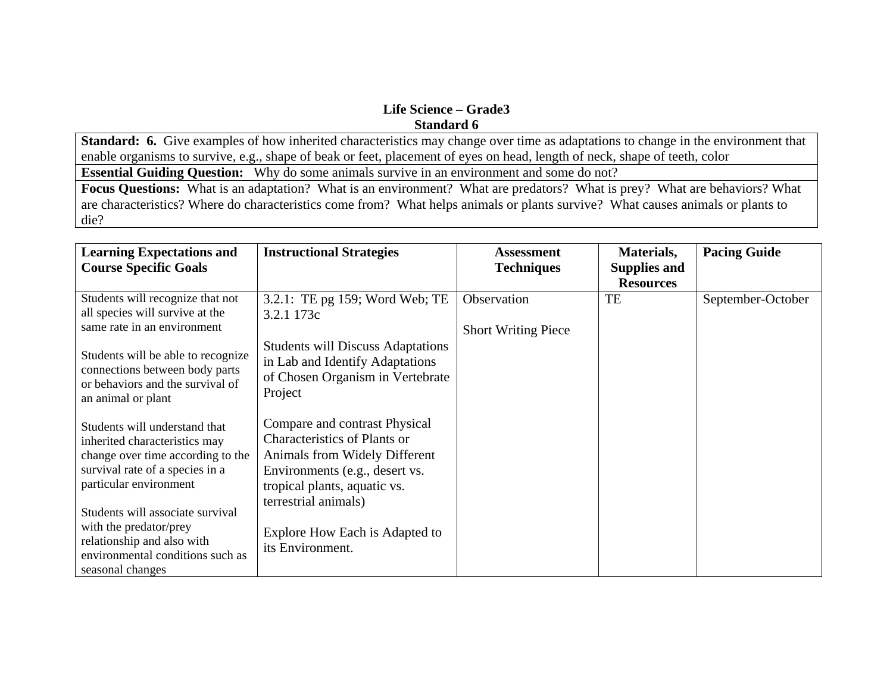**Life Science – Grade3**
**Standard 6**

| **Standard: 6.** Give examples of how inherited characteristics may change over time as adaptations to change in the environment that enable organisms to survive, e.g., shape of beak or feet, placement of eyes on head, length of neck, shape of teeth, color |
|---|
| **Essential Guiding Question:** Why do some animals survive in an environment and some do not? |
| **Focus Questions:** What is an adaptation? What is an environment? What are predators? What is prey? What are behaviors? What are characteristics? Where do characteristics come from? What helps animals or plants survive? What causes animals or plants to die? |

| Learning Expectations and Course Specific Goals | Instructional Strategies | Assessment Techniques | Materials, Supplies and Resources | Pacing Guide |
|---|---|---|---|---|
| Students will recognize that not all species will survive at the same rate in an environment<br><br>Students will be able to recognize connections between body parts or behaviors and the survival of an animal or plant<br><br>Students will understand that inherited characteristics may change over time according to the survival rate of a species in a particular environment<br><br>Students will associate survival with the predator/prey relationship and also with environmental conditions such as seasonal changes | 3.2.1: TE pg 159; Word Web; TE 3.2.1 173c<br><br>Students will Discuss Adaptations in Lab and Identify Adaptations of Chosen Organism in Vertebrate Project<br><br>Compare and contrast Physical Characteristics of Plants or Animals from Widely Different Environments (e.g., desert vs. tropical plants, aquatic vs. terrestrial animals)<br><br>Explore How Each is Adapted to its Environment. | Observation<br><br>Short Writing Piece | TE | September-October |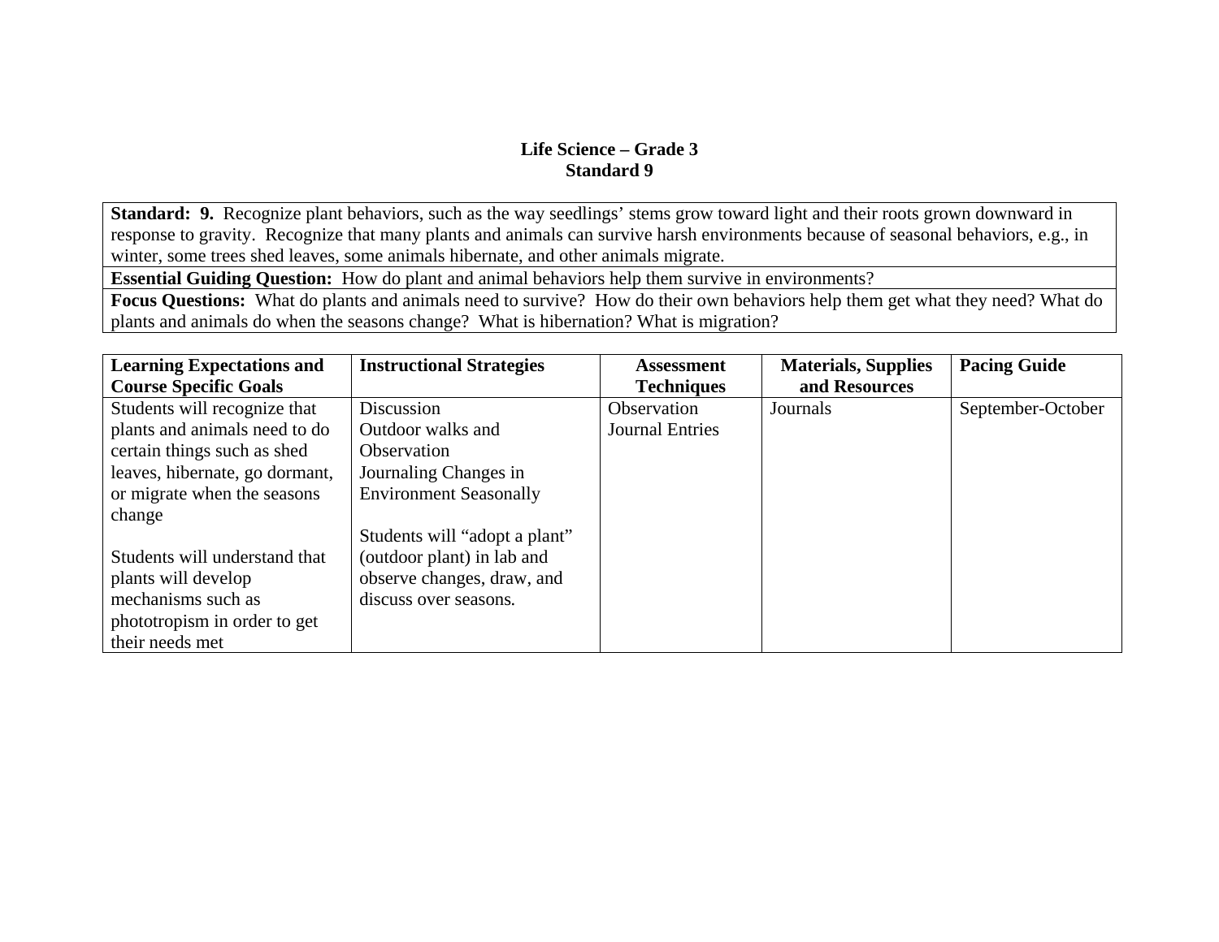**Life Science – Grade 3**
**Standard 9**

| **Standard: 9.** Recognize plant behaviors, such as the way seedlings' stems grow toward light and their roots grown downward in response to gravity. Recognize that many plants and animals can survive harsh environments because of seasonal behaviors, e.g., in winter, some trees shed leaves, some animals hibernate, and other animals migrate. |
|---|
| **Essential Guiding Question:** How do plant and animal behaviors help them survive in environments? |
| **Focus Questions:** What do plants and animals need to survive? How do their own behaviors help them get what they need? What do plants and animals do when the seasons change? What is hibernation? What is migration? |

| **Learning Expectations and Course Specific Goals** | **Instructional Strategies** | **Assessment Techniques** | **Materials, Supplies and Resources** | **Pacing Guide** |
|---|---|---|---|---|
| Students will recognize that plants and animals need to do certain things such as shed leaves, hibernate, go dormant, or migrate when the seasons change<br><br>Students will understand that plants will develop mechanisms such as phototropism in order to get their needs met | Discussion<br>Outdoor walks and Observation<br>Journaling Changes in Environment Seasonally<br><br>Students will "adopt a plant" (outdoor plant) in lab and observe changes, draw, and discuss over seasons. | Observation<br>Journal Entries | Journals | September-October |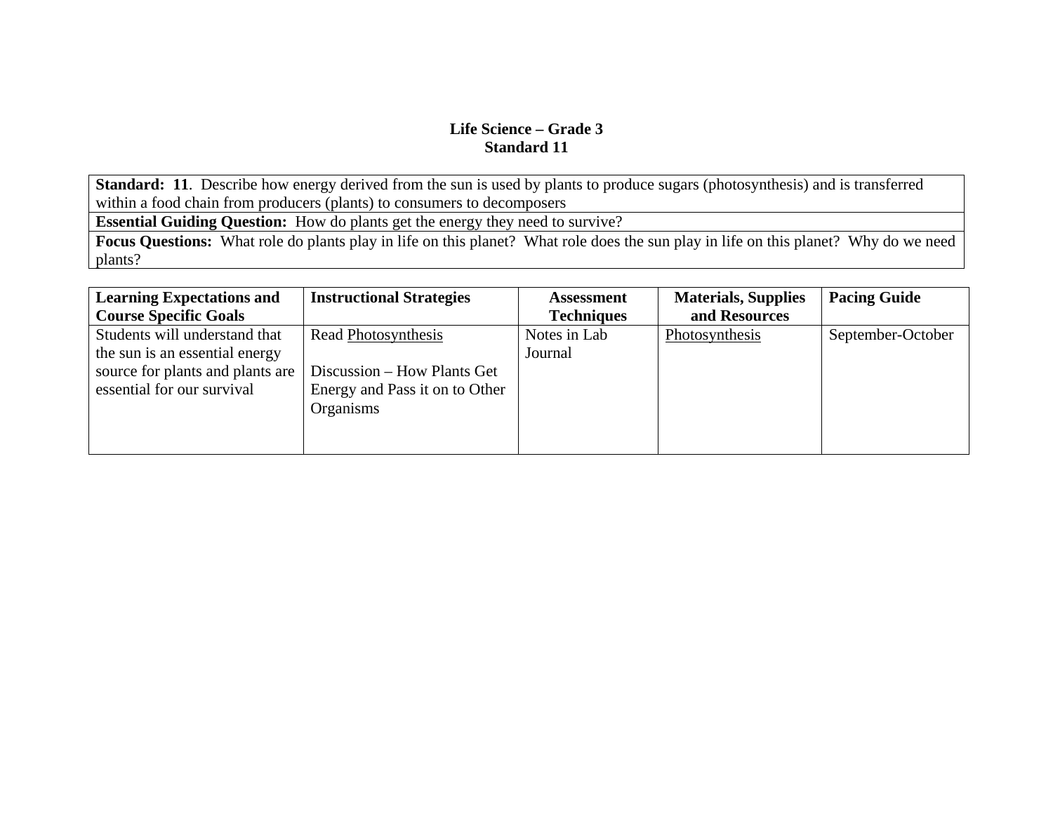**Life Science – Grade 3**
**Standard 11**

| **Standard: 11**. Describe how energy derived from the sun is used by plants to produce sugars (photosynthesis) and is transferred within a food chain from producers (plants) to consumers to decomposers |
|---|
| **Essential Guiding Question:** How do plants get the energy they need to survive? |
| **Focus Questions:** What role do plants play in life on this planet? What role does the sun play in life on this planet? Why do we need plants? |

| Learning Expectations and Course Specific Goals | Instructional Strategies | Assessment Techniques | Materials, Supplies and Resources | Pacing Guide |
|---|---|---|---|---|
| Students will understand that the sun is an essential energy source for plants and plants are essential for our survival | Read <u>Photosynthesis</u><br><br>Discussion – How Plants Get Energy and Pass it on to Other Organisms | Notes in Lab Journal | <u>Photosynthesis</u> | September-October |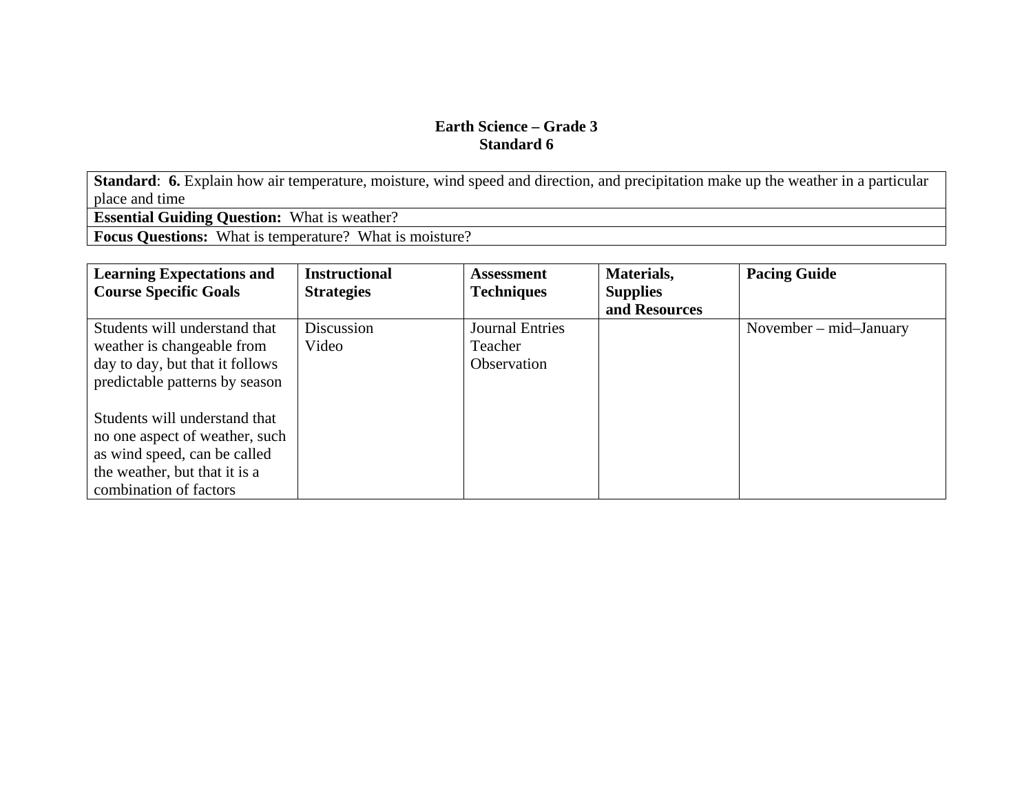**Earth Science – Grade 3**
**Standard 6**

| **Standard**: **6.** Explain how air temperature, moisture, wind speed and direction, and precipitation make up the weather in a particular place and time |
|---|
| **Essential Guiding Question:** What is weather? |
| **Focus Questions:** What is temperature? What is moisture? |

| **Learning Expectations and Course Specific Goals** | **Instructional Strategies** | **Assessment Techniques** | **Materials, Supplies and Resources** | **Pacing Guide** |
|---|---|---|---|---|
| Students will understand that weather is changeable from day to day, but that it follows predictable patterns by season<br><br>Students will understand that no one aspect of weather, such as wind speed, can be called the weather, but that it is a combination of factors | Discussion<br>Video | Journal Entries<br>Teacher Observation | | November – mid–January |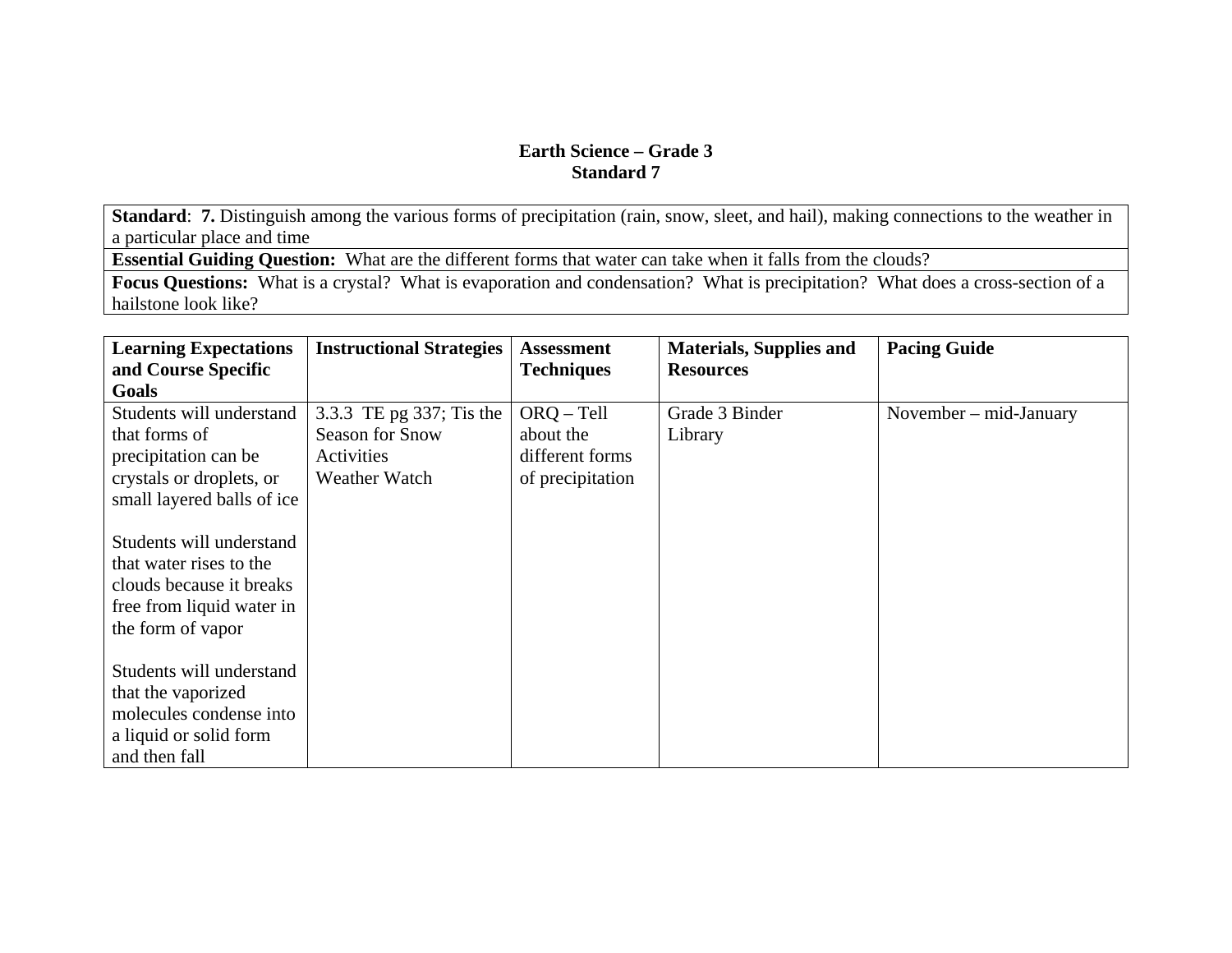**Earth Science – Grade 3**
**Standard 7**

| **Standard**: **7.** Distinguish among the various forms of precipitation (rain, snow, sleet, and hail), making connections to the weather in a particular place and time |
|---|
| **Essential Guiding Question:** What are the different forms that water can take when it falls from the clouds? |
| **Focus Questions:** What is a crystal? What is evaporation and condensation? What is precipitation? What does a cross-section of a hailstone look like? |

| **Learning Expectations and Course Specific Goals** | **Instructional Strategies** | **Assessment Techniques** | **Materials, Supplies and Resources** | **Pacing Guide** |
|---|---|---|---|---|
| Students will understand that forms of precipitation can be crystals or droplets, or small layered balls of ice<br><br>Students will understand that water rises to the clouds because it breaks free from liquid water in the form of vapor<br><br>Students will understand that the vaporized molecules condense into a liquid or solid form and then fall | 3.3.3 TE pg 337; Tis the Season for Snow Activities<br>Weather Watch | ORQ – Tell about the different forms of precipitation | Grade 3 Binder<br>Library | November – mid-January |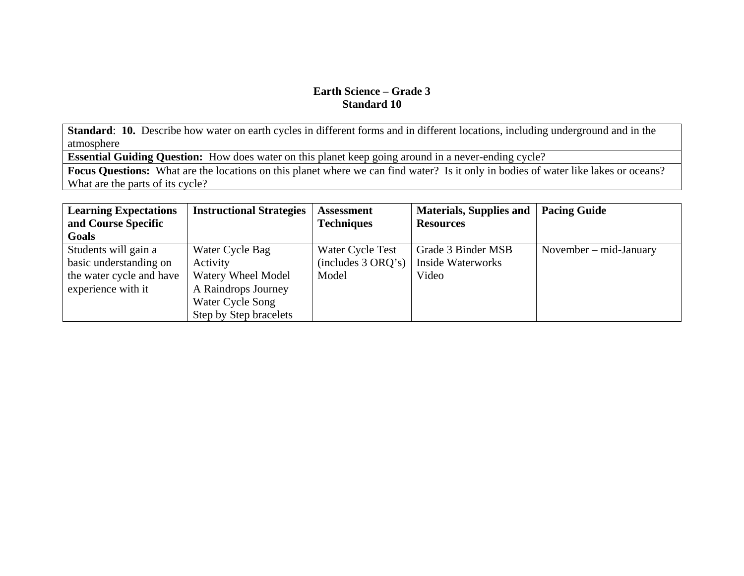**Earth Science – Grade 3**
**Standard 10**

| **Standard**: **10.** Describe how water on earth cycles in different forms and in different locations, including underground and in the atmosphere |
|---|
| **Essential Guiding Question:** How does water on this planet keep going around in a never-ending cycle? |
| **Focus Questions:** What are the locations on this planet where we can find water? Is it only in bodies of water like lakes or oceans? What are the parts of its cycle? |

| **Learning Expectations and Course Specific Goals** | **Instructional Strategies** | **Assessment Techniques** | **Materials, Supplies and Resources** | **Pacing Guide** |
|---|---|---|---|---|
| Students will gain a basic understanding on the water cycle and have experience with it | Water Cycle Bag Activity<br>Watery Wheel Model<br>A Raindrops Journey<br>Water Cycle Song<br>Step by Step bracelets | Water Cycle Test (includes 3 ORQ's)<br>Model | Grade 3 Binder MSB<br>Inside Waterworks<br>Video | November – mid-January |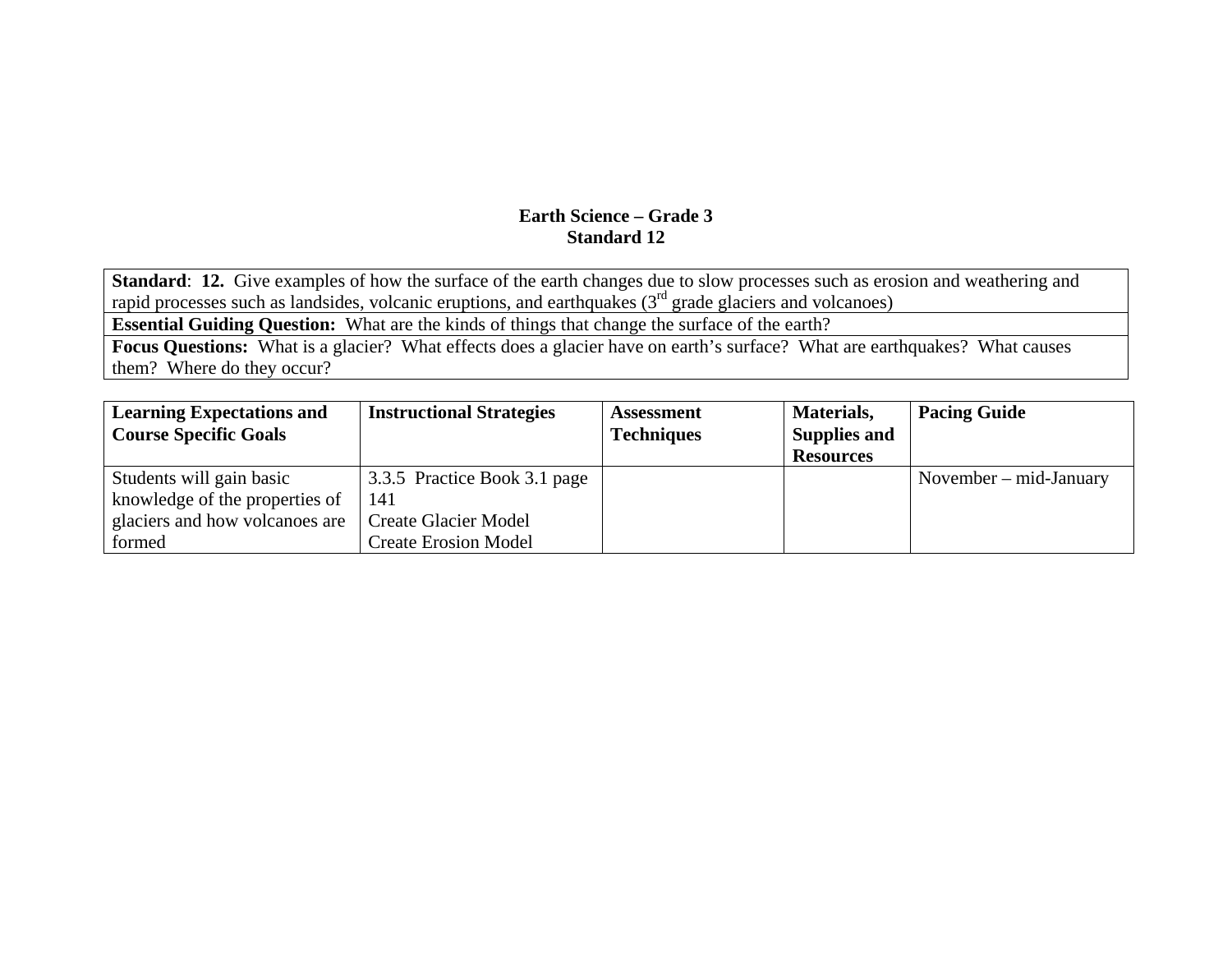**Earth Science – Grade 3**
**Standard 12**

| **Standard**: **12.** Give examples of how the surface of the earth changes due to slow processes such as erosion and weathering and rapid processes such as landsides, volcanic eruptions, and earthquakes (3rd grade glaciers and volcanoes) |
|---|
| **Essential Guiding Question:** What are the kinds of things that change the surface of the earth? |
| **Focus Questions:** What is a glacier? What effects does a glacier have on earth's surface? What are earthquakes? What causes them? Where do they occur? |

| **Learning Expectations and Course Specific Goals** | **Instructional Strategies** | **Assessment Techniques** | **Materials, Supplies and Resources** | **Pacing Guide** |
|---|---|---|---|---|
| Students will gain basic knowledge of the properties of glaciers and how volcanoes are formed | 3.3.5 Practice Book 3.1 page 141<br>Create Glacier Model<br>Create Erosion Model | | | November – mid-January |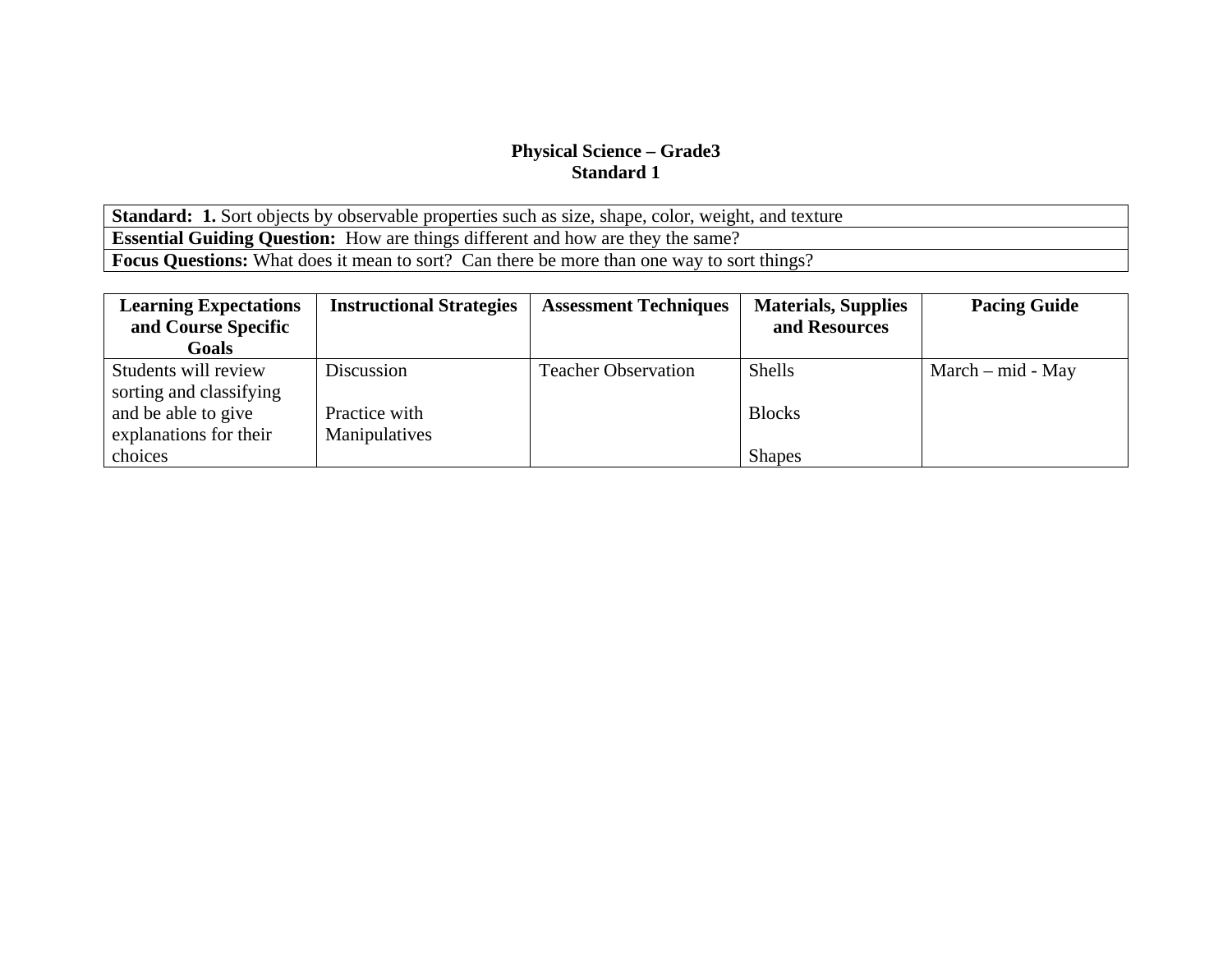**Physical Science – Grade3**
**Standard 1**

| **Standard: 1.** Sort objects by observable properties such as size, shape, color, weight, and texture |
|---|
| **Essential Guiding Question:** How are things different and how are they the same? |
| **Focus Questions:** What does it mean to sort? Can there be more than one way to sort things? |

| Learning Expectations and Course Specific Goals | Instructional Strategies | Assessment Techniques | Materials, Supplies and Resources | Pacing Guide |
|---|---|---|---|---|
| Students will review sorting and classifying and be able to give explanations for their choices | Discussion<br><br>Practice with Manipulatives | Teacher Observation | Shells<br><br>Blocks<br><br>Shapes | March – mid - May |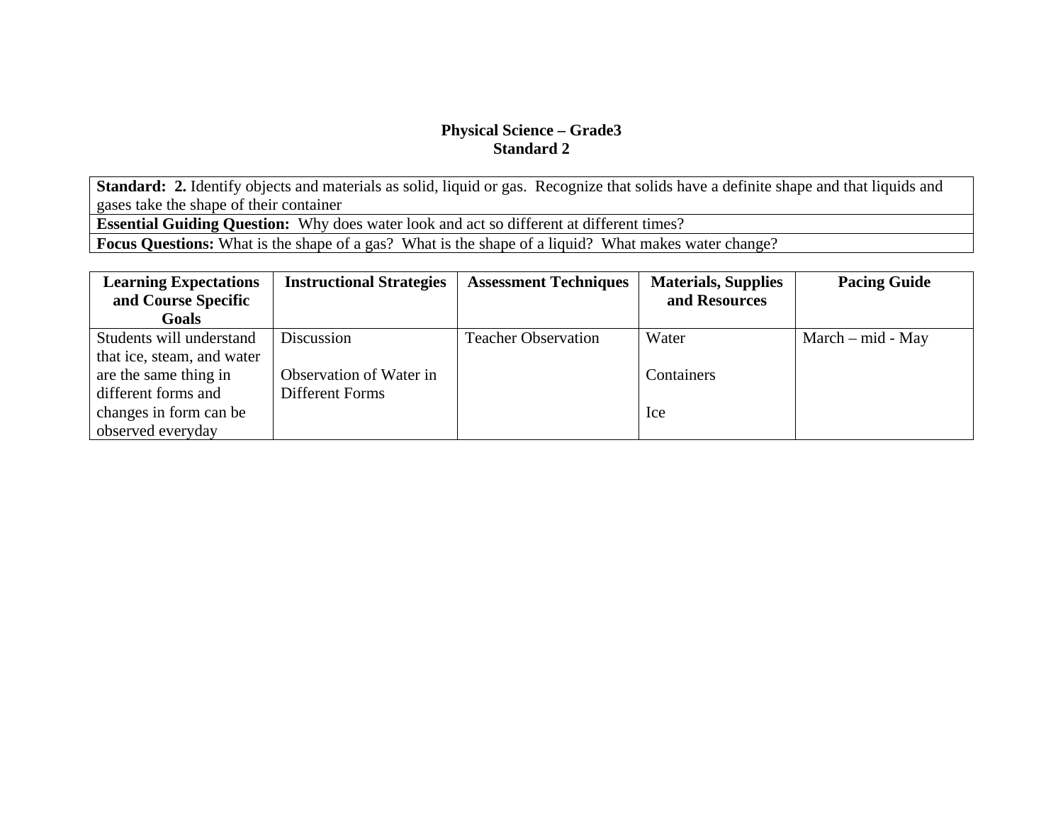## Physical Science – Grade3
## Standard 2

| **Standard: 2.** Identify objects and materials as solid, liquid or gas. Recognize that solids have a definite shape and that liquids and gases take the shape of their container |
|---|
| **Essential Guiding Question:** Why does water look and act so different at different times? |
| **Focus Questions:** What is the shape of a gas? What is the shape of a liquid? What makes water change? |

| Learning Expectations and Course Specific Goals | Instructional Strategies | Assessment Techniques | Materials, Supplies and Resources | Pacing Guide |
|---|---|---|---|---|
| Students will understand that ice, steam, and water are the same thing in different forms and changes in form can be observed everyday | Discussion<br><br>Observation of Water in Different Forms | Teacher Observation | Water<br><br>Containers<br><br>Ice | March – mid - May |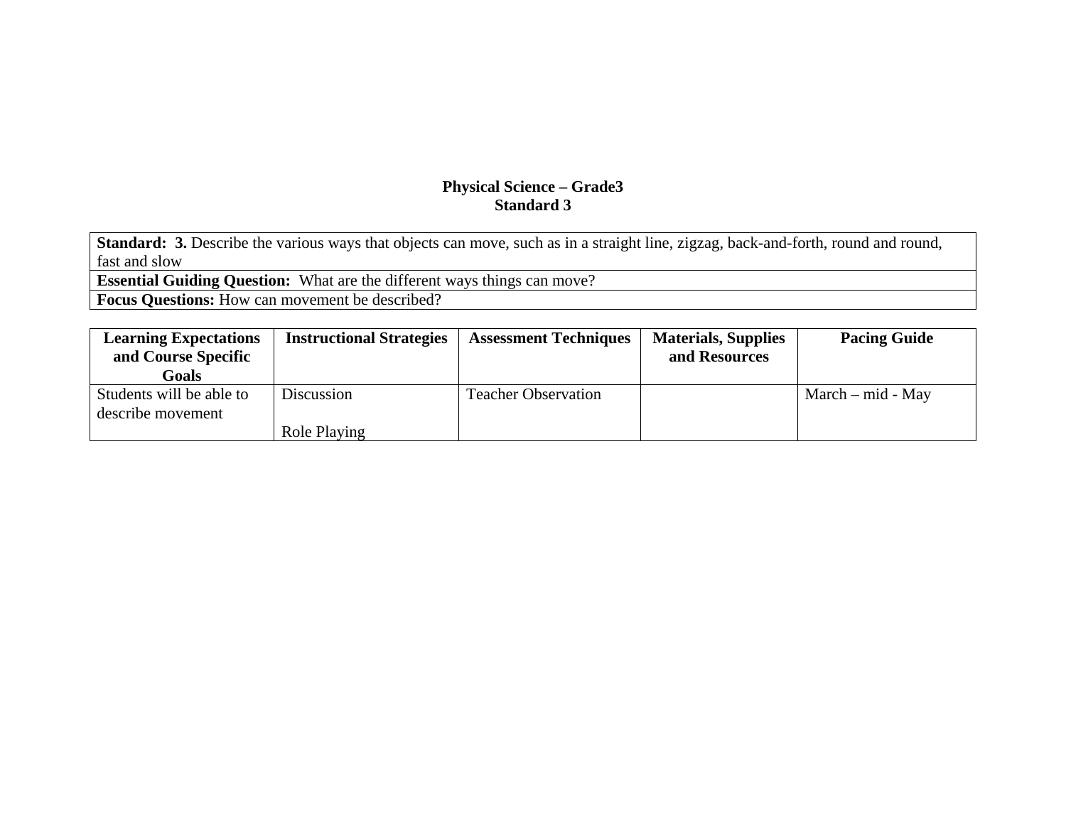**Physical Science – Grade3**
**Standard 3**

| **Standard: 3.** Describe the various ways that objects can move, such as in a straight line, zigzag, back-and-forth, round and round, fast and slow |
|---|
| **Essential Guiding Question:** What are the different ways things can move? |
| **Focus Questions:** How can movement be described? |

| Learning Expectations and Course Specific Goals | Instructional Strategies | Assessment Techniques | Materials, Supplies and Resources | Pacing Guide |
|---|---|---|---|---|
| Students will be able to describe movement | Discussion<br><br>Role Playing | Teacher Observation | | March – mid - May |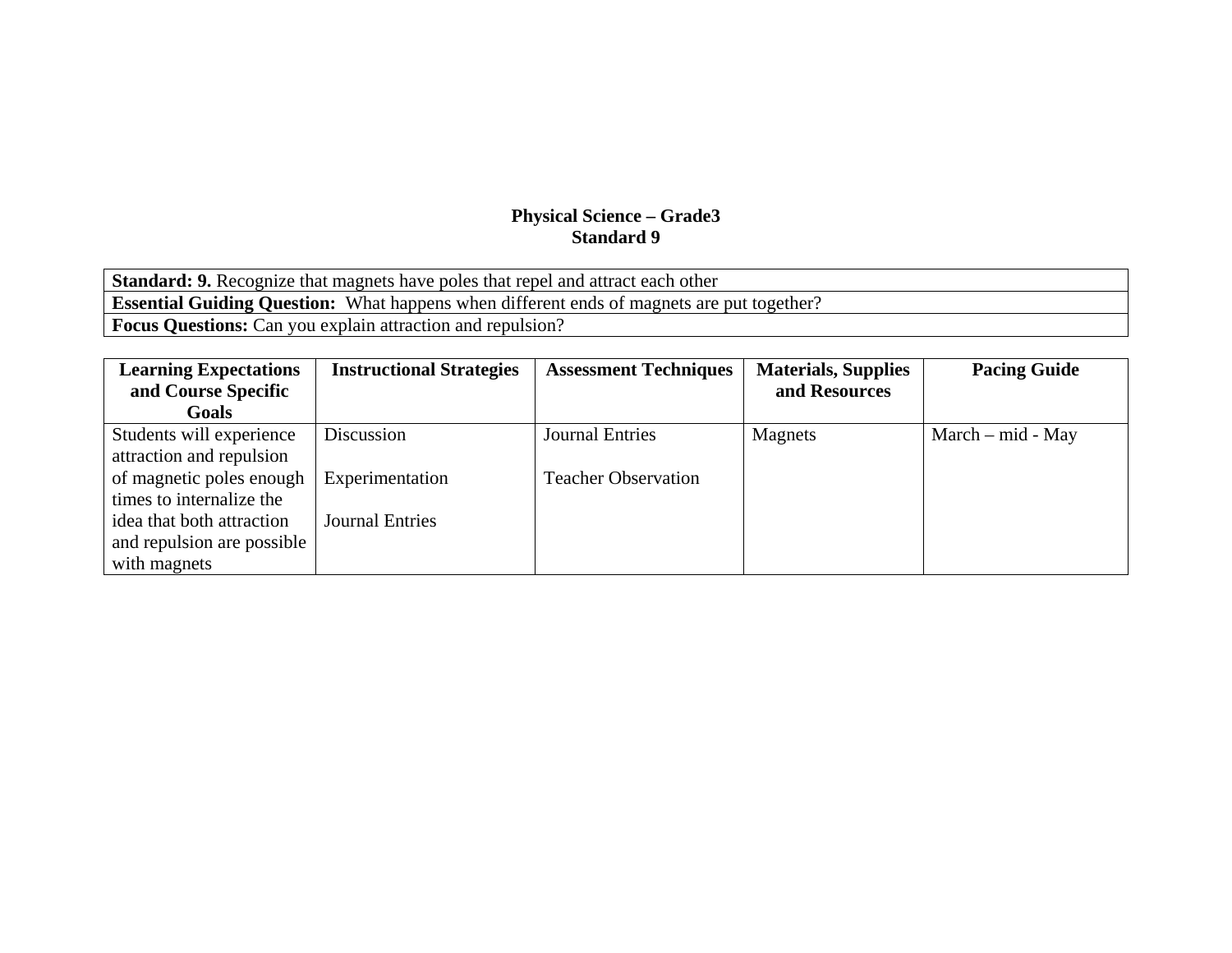**Physical Science – Grade3**
**Standard 9**

| **Standard: 9.** Recognize that magnets have poles that repel and attract each other |
|---|
| **Essential Guiding Question:** What happens when different ends of magnets are put together? |
| **Focus Questions:** Can you explain attraction and repulsion? |

| Learning Expectations and Course Specific Goals | Instructional Strategies | Assessment Techniques | Materials, Supplies and Resources | Pacing Guide |
|---|---|---|---|---|
| Students will experience attraction and repulsion of magnetic poles enough times to internalize the idea that both attraction and repulsion are possible with magnets | Discussion<br><br>Experimentation<br><br>Journal Entries | Journal Entries<br><br>Teacher Observation | Magnets | March – mid - May |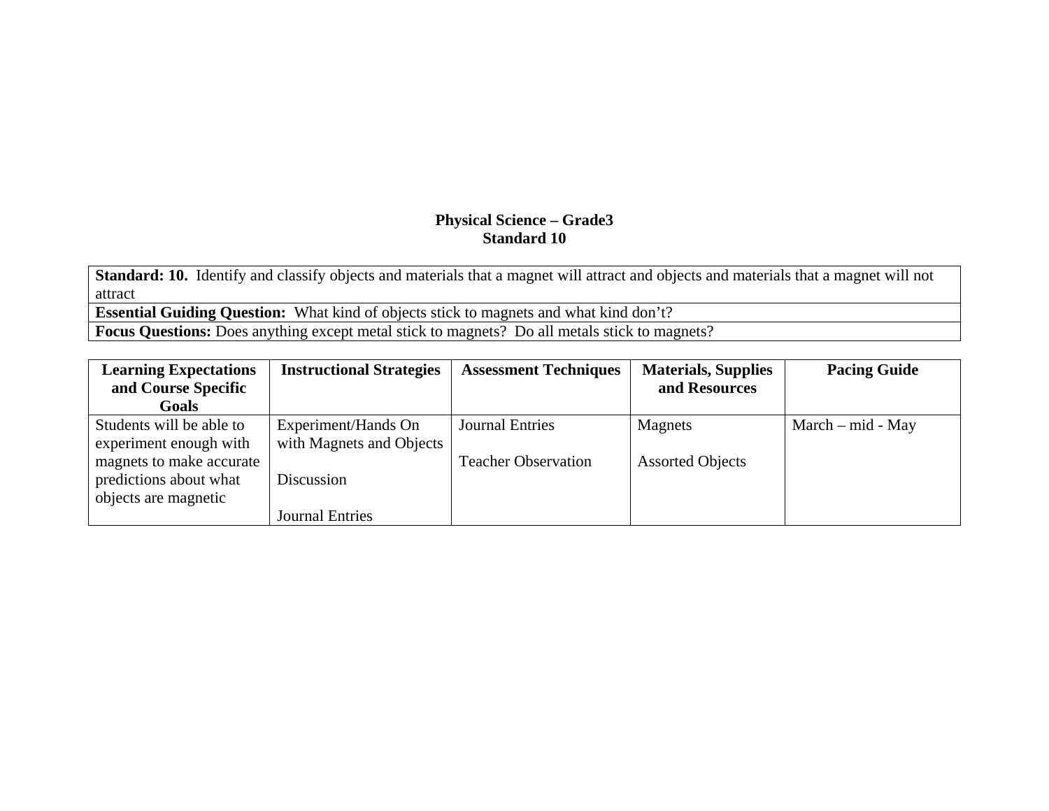**Physical Science – Grade3**
**Standard 10**

| **Standard: 10.** Identify and classify objects and materials that a magnet will attract and objects and materials that a magnet will not attract |
|---|
| **Essential Guiding Question:** What kind of objects stick to magnets and what kind don't? |
| **Focus Questions:** Does anything except metal stick to magnets? Do all metals stick to magnets? |

| Learning Expectations and Course Specific Goals | Instructional Strategies | Assessment Techniques | Materials, Supplies and Resources | Pacing Guide |
|---|---|---|---|---|
| Students will be able to experiment enough with magnets to make accurate predictions about what objects are magnetic | Experiment/Hands On with Magnets and Objects<br><br>Discussion<br><br>Journal Entries | Journal Entries<br><br>Teacher Observation | Magnets<br><br>Assorted Objects | March – mid - May |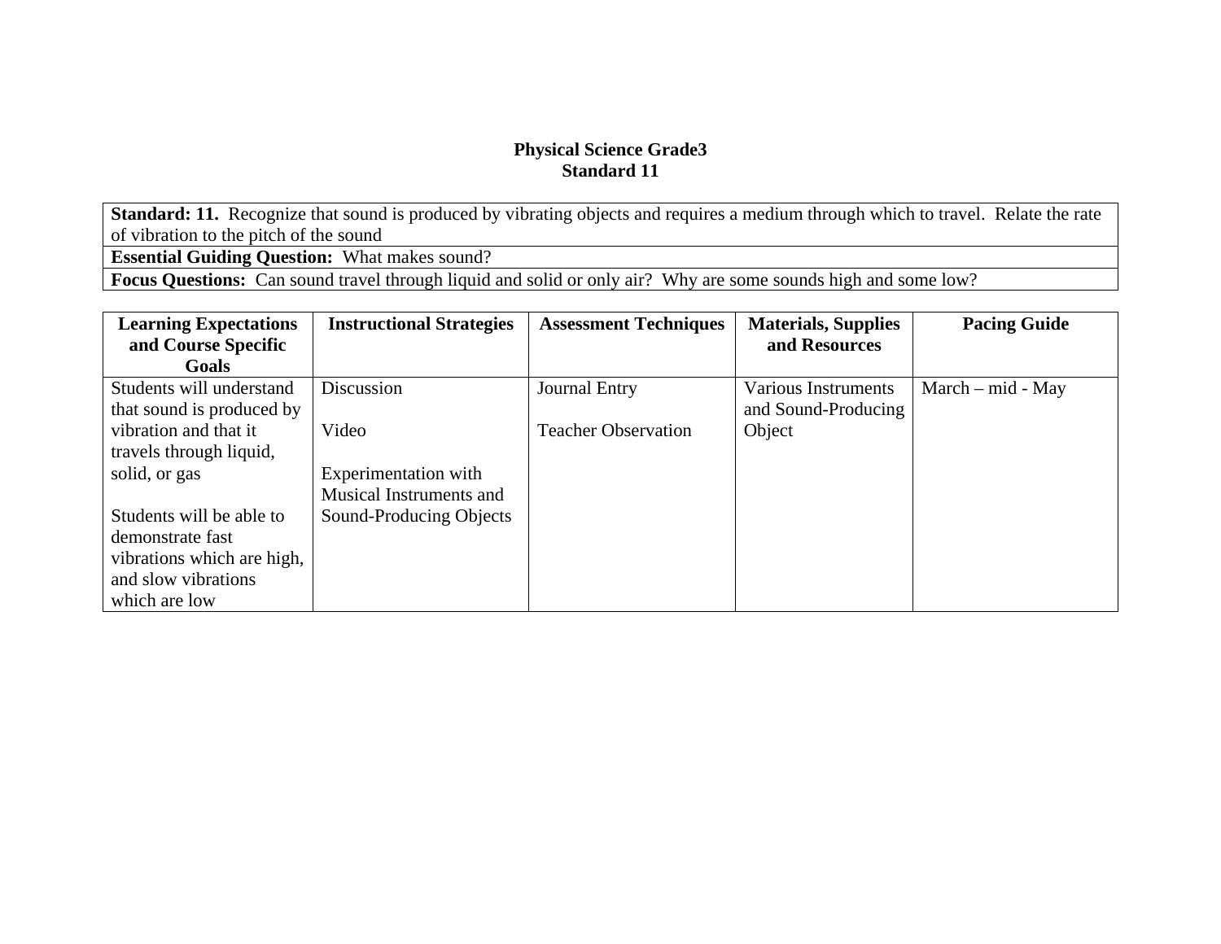**Physical Science Grade3**
**Standard 11**

| | |
|---|---|
| **Standard: 11.** Recognize that sound is produced by vibrating objects and requires a medium through which to travel. Relate the rate of vibration to the pitch of the sound | |
| **Essential Guiding Question:** What makes sound? | |
| **Focus Questions:** Can sound travel through liquid and solid or only air? Why are some sounds high and some low? | |

| Learning Expectations and Course Specific Goals | Instructional Strategies | Assessment Techniques | Materials, Supplies and Resources | Pacing Guide |
|---|---|---|---|---|
| Students will understand that sound is produced by vibration and that it travels through liquid, solid, or gas<br><br>Students will be able to demonstrate fast vibrations which are high, and slow vibrations which are low | Discussion<br><br>Video<br><br>Experimentation with Musical Instruments and Sound-Producing Objects | Journal Entry<br><br>Teacher Observation | Various Instruments and Sound-Producing Object | March – mid - May |